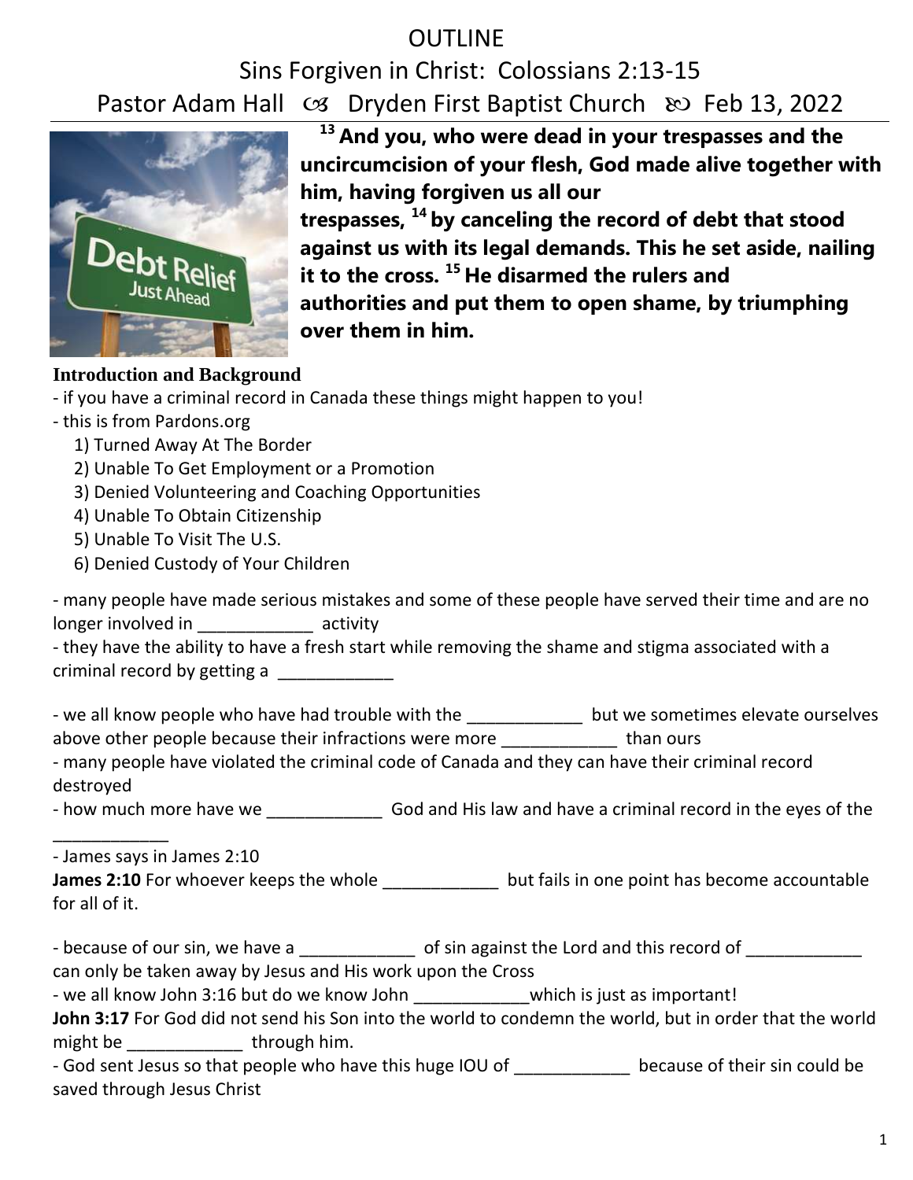# OUTLINE

## Sins Forgiven in Christ: Colossians 2:13-15

Pastor Adam Hall ☙ Dryden First Baptist Church ❧ Feb 13, 2022

**[13] And you, who were dead in your trespasses and the uncircumcision of your flesh, God made alive together with him, having forgiven us all our trespasses, [14] by canceling the record of debt that stood against us with its legal demands. This he set aside, nailing it to the cross. [15] He disarmed the rulers and authorities and put them to open shame, by triumphing over them in him.**

### Introduction and Background

- if you have a criminal record in Canada these things might happen to you!
- this is from Pardons.org
  1) Turned Away At The Border
  2) Unable To Get Employment or a Promotion
  3) Denied Volunteering and Coaching Opportunities
  4) Unable To Obtain Citizenship
  5) Unable To Visit The U.S.
  6) Denied Custody of Your Children

- many people have made serious mistakes and some of these people have served their time and are no longer involved in ____________ activity
- they have the ability to have a fresh start while removing the shame and stigma associated with a criminal record by getting a ____________

- we all know people who have had trouble with the ____________ but we sometimes elevate ourselves above other people because their infractions were more ____________ than ours
- many people have violated the criminal code of Canada and they can have their criminal record destroyed
- how much more have we ____________ God and His law and have a criminal record in the eyes of the ____________
- James says in James 2:10

**James 2:10** For whoever keeps the whole ____________ but fails in one point has become accountable for all of it.

- because of our sin, we have a ____________ of sin against the Lord and this record of ____________ can only be taken away by Jesus and His work upon the Cross
- we all know John 3:16 but do we know John ____________which is just as important!

**John 3:17** For God did not send his Son into the world to condemn the world, but in order that the world might be ____________ through him.

- God sent Jesus so that people who have this huge IOU of ____________ because of their sin could be saved through Jesus Christ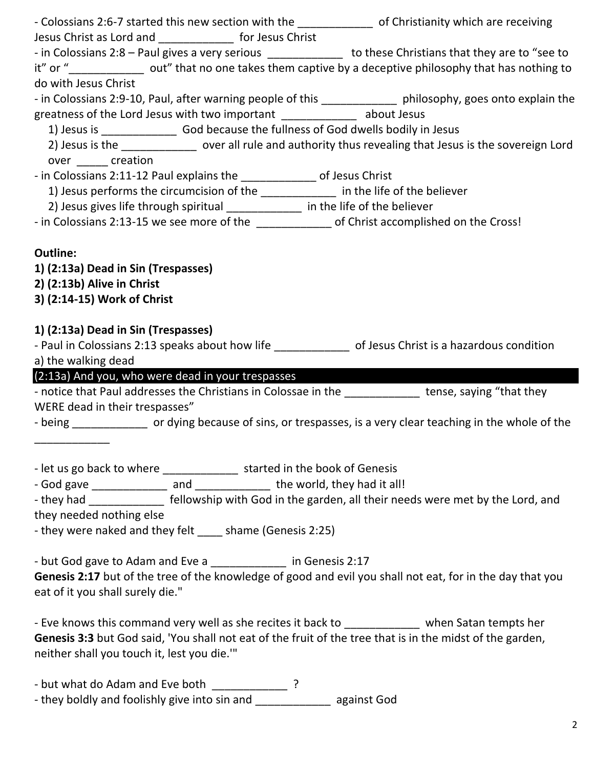- Colossians 2:6-7 started this new section with the ____________ of Christianity which are receiving Jesus Christ as Lord and ____________ for Jesus Christ
- in Colossians 2:8 – Paul gives a very serious ____________ to these Christians that they are to "see to it" or "____________ out" that no one takes them captive by a deceptive philosophy that has nothing to do with Jesus Christ
- in Colossians 2:9-10, Paul, after warning people of this ____________ philosophy, goes onto explain the greatness of the Lord Jesus with two important ____________ about Jesus
    1) Jesus is ____________ God because the fullness of God dwells bodily in Jesus
    2) Jesus is the ____________ over all rule and authority thus revealing that Jesus is the sovereign Lord over _____ creation
- in Colossians 2:11-12 Paul explains the ____________ of Jesus Christ
    1) Jesus performs the circumcision of the ____________ in the life of the believer
    2) Jesus gives life through spiritual ____________ in the life of the believer
- in Colossians 2:13-15 we see more of the ____________ of Christ accomplished on the Cross!

**Outline:**
**1) (2:13a) Dead in Sin (Trespasses)**
**2) (2:13b) Alive in Christ**
**3) (2:14-15) Work of Christ**

**1) (2:13a) Dead in Sin (Trespasses)**

- Paul in Colossians 2:13 speaks about how life ____________ of Jesus Christ is a hazardous condition

a) the walking dead

(2:13a) And you, who were dead in your trespasses

- notice that Paul addresses the Christians in Colossae in the ____________ tense, saying "that they WERE dead in their trespasses"
- being ____________ or dying because of sins, or trespasses, is a very clear teaching in the whole of the ____________

- let us go back to where ____________ started in the book of Genesis
- God gave ____________ and ____________ the world, they had it all!
- they had ____________ fellowship with God in the garden, all their needs were met by the Lord, and they needed nothing else
- they were naked and they felt ____ shame (Genesis 2:25)

- but God gave to Adam and Eve a ____________ in Genesis 2:17

**Genesis 2:17** but of the tree of the knowledge of good and evil you shall not eat, for in the day that you eat of it you shall surely die."

- Eve knows this command very well as she recites it back to ____________ when Satan tempts her

**Genesis 3:3** but God said, 'You shall not eat of the fruit of the tree that is in the midst of the garden, neither shall you touch it, lest you die.'"

- but what do Adam and Eve both ____________ ?
- they boldly and foolishly give into sin and ____________ against God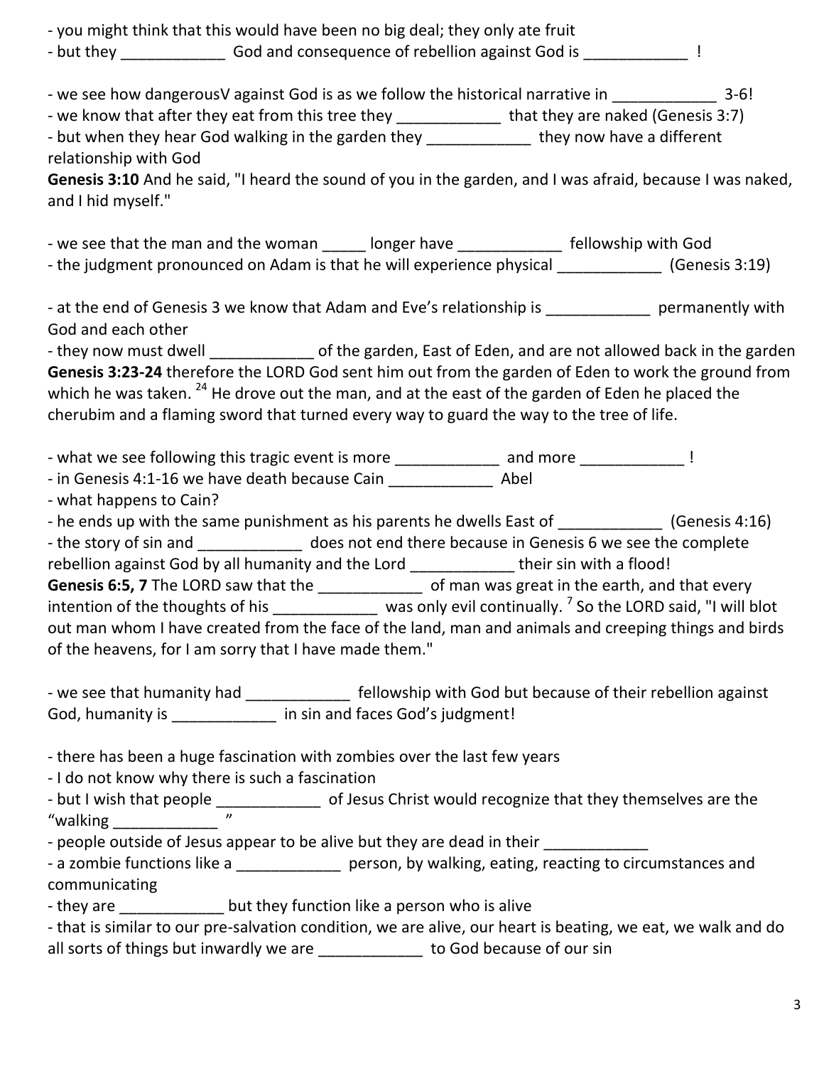- you might think that this would have been no big deal; they only ate fruit
- but they ____________ God and consequence of rebellion against God is ____________ !

- we see how dangerousV against God is as we follow the historical narrative in ____________ 3-6!
- we know that after they eat from this tree they ____________ that they are naked (Genesis 3:7)
- but when they hear God walking in the garden they ____________ they now have a different relationship with God

**Genesis 3:10** And he said, "I heard the sound of you in the garden, and I was afraid, because I was naked, and I hid myself."

- we see that the man and the woman _____ longer have ____________ fellowship with God
- the judgment pronounced on Adam is that he will experience physical ____________ (Genesis 3:19)

- at the end of Genesis 3 we know that Adam and Eve's relationship is ____________ permanently with God and each other
- they now must dwell ____________ of the garden, East of Eden, and are not allowed back in the garden

**Genesis 3:23-24** therefore the LORD God sent him out from the garden of Eden to work the ground from which he was taken. [24] He drove out the man, and at the east of the garden of Eden he placed the cherubim and a flaming sword that turned every way to guard the way to the tree of life.

- what we see following this tragic event is more ____________ and more ____________ !
- in Genesis 4:1-16 we have death because Cain ____________ Abel
- what happens to Cain?
- he ends up with the same punishment as his parents he dwells East of ____________ (Genesis 4:16)
- the story of sin and ____________ does not end there because in Genesis 6 we see the complete rebellion against God by all humanity and the Lord ____________ their sin with a flood!

**Genesis 6:5, 7** The LORD saw that the ____________ of man was great in the earth, and that every intention of the thoughts of his ____________ was only evil continually. [7] So the LORD said, "I will blot out man whom I have created from the face of the land, man and animals and creeping things and birds of the heavens, for I am sorry that I have made them."

- we see that humanity had ____________ fellowship with God but because of their rebellion against God, humanity is ____________ in sin and faces God's judgment!

- there has been a huge fascination with zombies over the last few years
- I do not know why there is such a fascination
- but I wish that people ____________ of Jesus Christ would recognize that they themselves are the "walking ____________ "
- people outside of Jesus appear to be alive but they are dead in their ____________
- a zombie functions like a ____________ person, by walking, eating, reacting to circumstances and communicating
- they are ____________ but they function like a person who is alive
- that is similar to our pre-salvation condition, we are alive, our heart is beating, we eat, we walk and do all sorts of things but inwardly we are ____________ to God because of our sin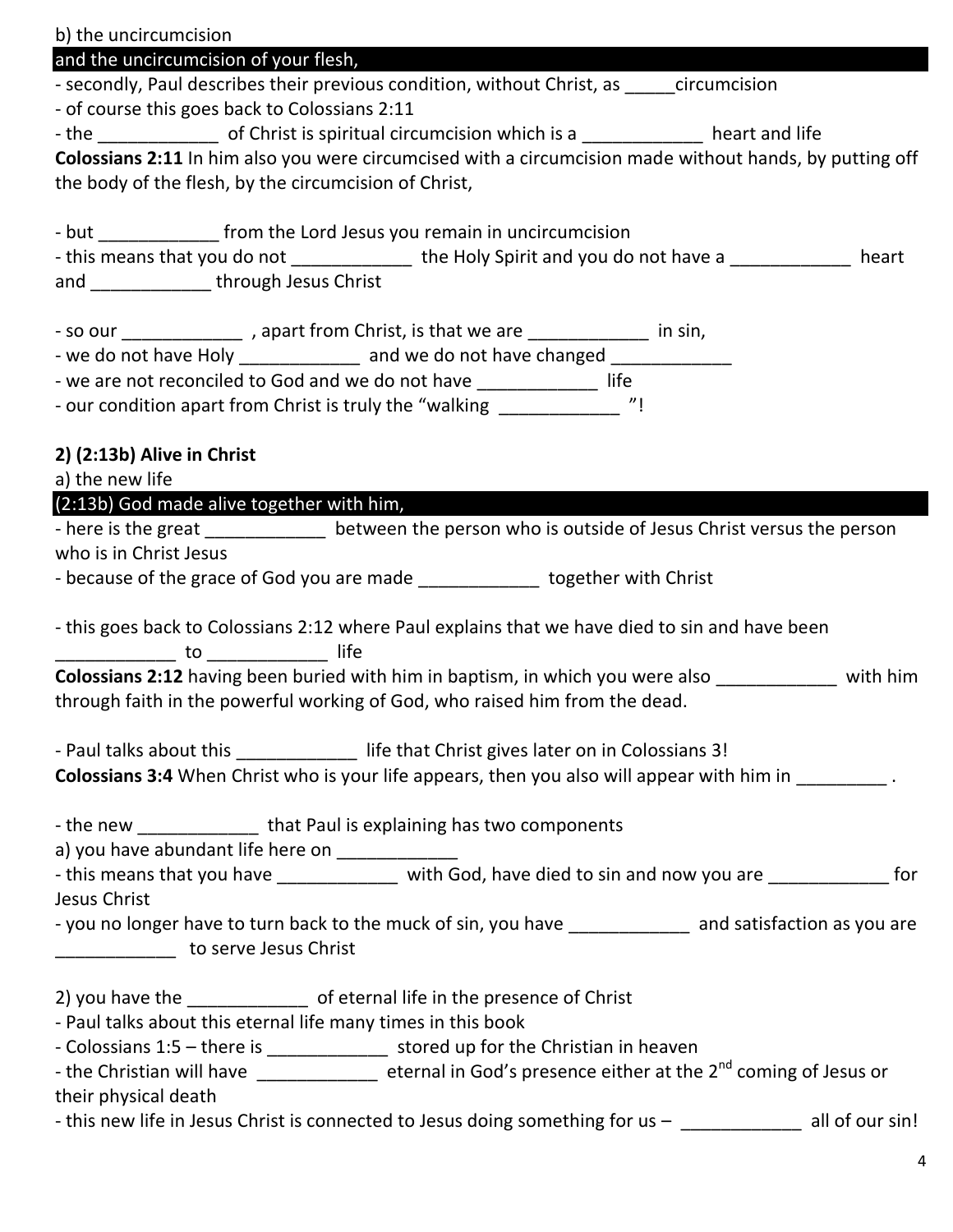b) the uncircumcision

**and the uncircumcision of your flesh,**

- secondly, Paul describes their previous condition, without Christ, as _____circumcision
- of course this goes back to Colossians 2:11
- the ____________ of Christ is spiritual circumcision which is a ____________ heart and life

**Colossians 2:11** In him also you were circumcised with a circumcision made without hands, by putting off the body of the flesh, by the circumcision of Christ,

- but ____________ from the Lord Jesus you remain in uncircumcision
- this means that you do not ____________ the Holy Spirit and you do not have a ____________ heart and ____________ through Jesus Christ

- so our ____________ , apart from Christ, is that we are ____________ in sin,
- we do not have Holy ____________ and we do not have changed ____________
- we are not reconciled to God and we do not have ____________ life
- our condition apart from Christ is truly the "walking ____________ "!

**2) (2:13b) Alive in Christ**

a) the new life

**(2:13b) God made alive together with him,**

- here is the great ____________ between the person who is outside of Jesus Christ versus the person who is in Christ Jesus
- because of the grace of God you are made ____________ together with Christ

- this goes back to Colossians 2:12 where Paul explains that we have died to sin and have been ____________ to ____________ life

**Colossians 2:12** having been buried with him in baptism, in which you were also ____________ with him through faith in the powerful working of God, who raised him from the dead.

- Paul talks about this ____________ life that Christ gives later on in Colossians 3!

**Colossians 3:4** When Christ who is your life appears, then you also will appear with him in _________ .

- the new ____________ that Paul is explaining has two components

a) you have abundant life here on ____________

- this means that you have ____________ with God, have died to sin and now you are ____________ for Jesus Christ
- you no longer have to turn back to the muck of sin, you have ____________ and satisfaction as you are ____________ to serve Jesus Christ

2) you have the ____________ of eternal life in the presence of Christ

- Paul talks about this eternal life many times in this book
- Colossians 1:5 – there is ____________ stored up for the Christian in heaven
- the Christian will have ____________ eternal in God's presence either at the 2nd coming of Jesus or their physical death
- this new life in Jesus Christ is connected to Jesus doing something for us – ____________ all of our sin!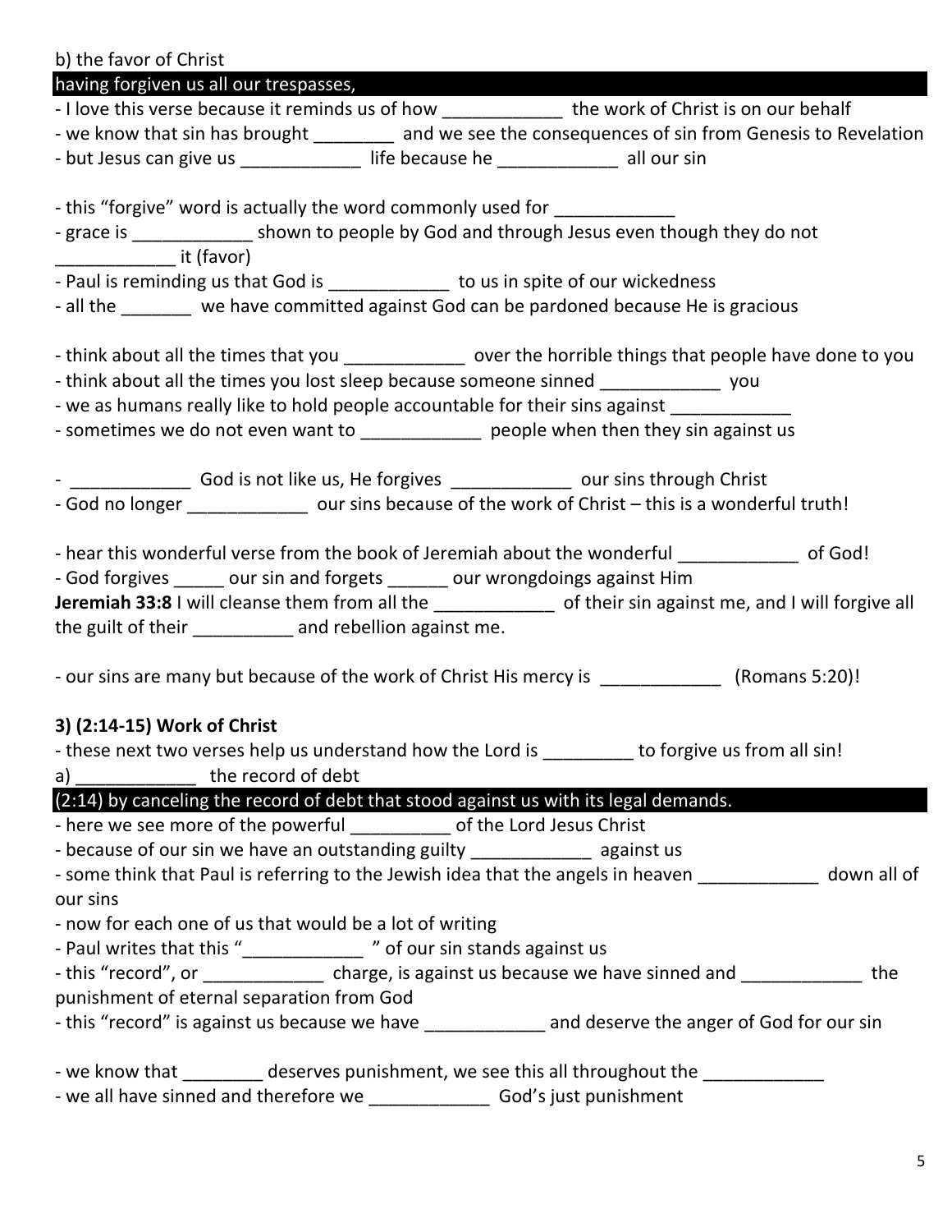b) the favor of Christ

**having forgiven us all our trespasses,**

- I love this verse because it reminds us of how ____________ the work of Christ is on our behalf
- we know that sin has brought ________ and we see the consequences of sin from Genesis to Revelation
- but Jesus can give us ____________ life because he ____________ all our sin

- this "forgive" word is actually the word commonly used for ____________
- grace is ____________ shown to people by God and through Jesus even though they do not ____________ it (favor)
- Paul is reminding us that God is ____________ to us in spite of our wickedness
- all the _______ we have committed against God can be pardoned because He is gracious

- think about all the times that you ____________ over the horrible things that people have done to you
- think about all the times you lost sleep because someone sinned ____________ you
- we as humans really like to hold people accountable for their sins against ____________
- sometimes we do not even want to ____________ people when then they sin against us

- ____________ God is not like us, He forgives ____________ our sins through Christ
- God no longer ____________ our sins because of the work of Christ – this is a wonderful truth!

- hear this wonderful verse from the book of Jeremiah about the wonderful ____________ of God!
- God forgives _____ our sin and forgets ______ our wrongdoings against Him

**Jeremiah 33:8** I will cleanse them from all the ____________ of their sin against me, and I will forgive all the guilt of their __________ and rebellion against me.

- our sins are many but because of the work of Christ His mercy is ____________ (Romans 5:20)!

**3) (2:14-15) Work of Christ**

- these next two verses help us understand how the Lord is _________ to forgive us from all sin!

a) ____________ the record of debt

**(2:14) by canceling the record of debt that stood against us with its legal demands.**

- here we see more of the powerful __________ of the Lord Jesus Christ
- because of our sin we have an outstanding guilty ____________ against us
- some think that Paul is referring to the Jewish idea that the angels in heaven ____________ down all of our sins
- now for each one of us that would be a lot of writing
- Paul writes that this "____________ " of our sin stands against us
- this "record", or ____________ charge, is against us because we have sinned and ____________ the punishment of eternal separation from God
- this "record" is against us because we have ____________ and deserve the anger of God for our sin

- we know that ________ deserves punishment, we see this all throughout the ____________
- we all have sinned and therefore we ____________ God's just punishment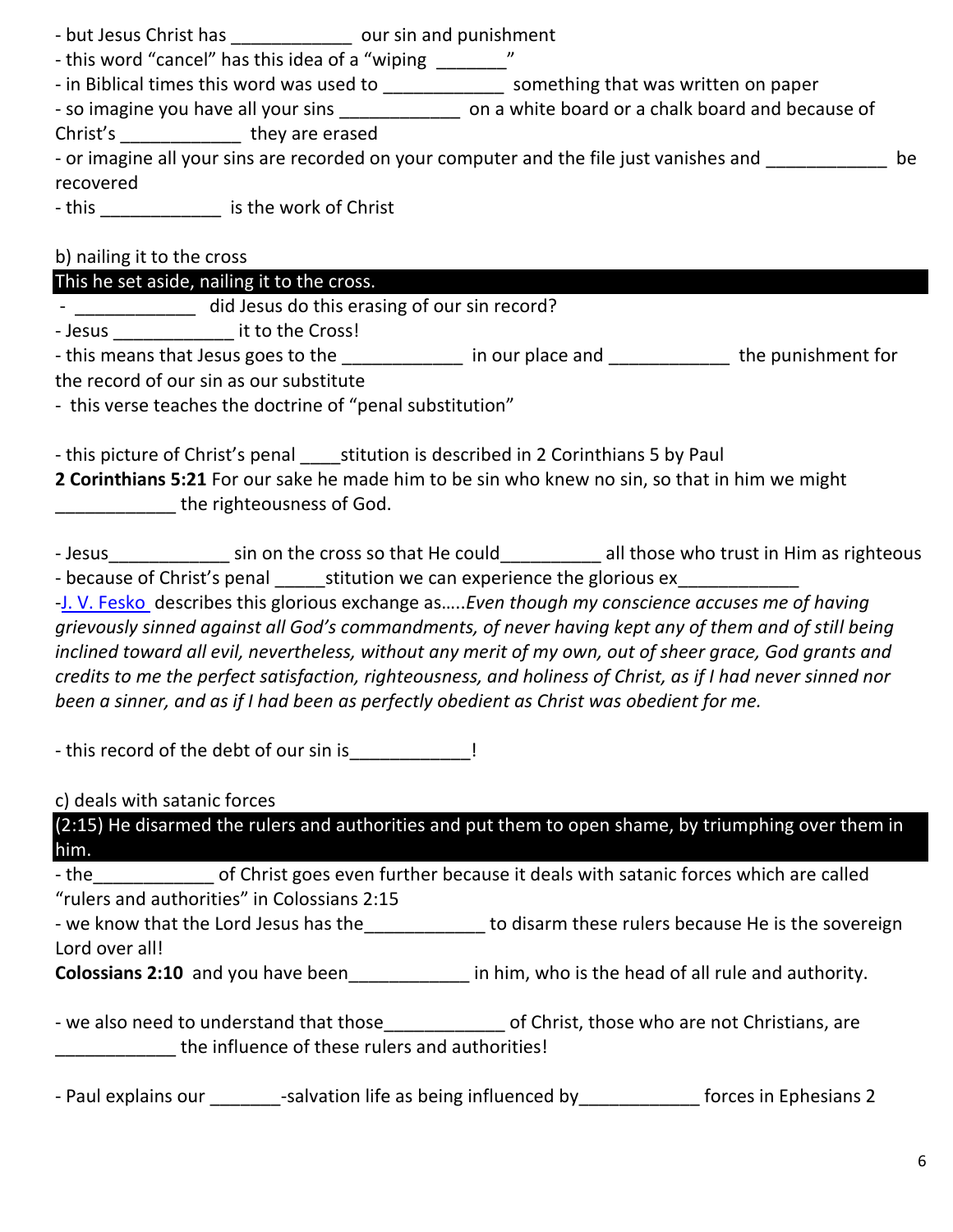- but Jesus Christ has ____________ our sin and punishment
- this word "cancel" has this idea of a "wiping _______"
- in Biblical times this word was used to ____________ something that was written on paper
- so imagine you have all your sins ____________ on a white board or a chalk board and because of Christ's ____________ they are erased
- or imagine all your sins are recorded on your computer and the file just vanishes and ____________ be recovered
- this ____________ is the work of Christ

b) nailing it to the cross

**This he set aside, nailing it to the cross.**

- ____________ did Jesus do this erasing of our sin record?
- Jesus ____________ it to the Cross!
- this means that Jesus goes to the ____________ in our place and ____________ the punishment for the record of our sin as our substitute
- this verse teaches the doctrine of "penal substitution"

- this picture of Christ's penal ____stitution is described in 2 Corinthians 5 by Paul

**2 Corinthians 5:21** For our sake he made him to be sin who knew no sin, so that in him we might ____________ the righteousness of God.

- Jesus____________ sin on the cross so that He could__________ all those who trust in Him as righteous
- because of Christ's penal _____stitution we can experience the glorious ex____________
- J. V. Fesko describes this glorious exchange as…..*Even though my conscience accuses me of having grievously sinned against all God's commandments, of never having kept any of them and of still being inclined toward all evil, nevertheless, without any merit of my own, out of sheer grace, God grants and credits to me the perfect satisfaction, righteousness, and holiness of Christ, as if I had never sinned nor been a sinner, and as if I had been as perfectly obedient as Christ was obedient for me.*

- this record of the debt of our sin is____________!

c) deals with satanic forces

**(2:15) He disarmed the rulers and authorities and put them to open shame, by triumphing over them in him.**

- the____________ of Christ goes even further because it deals with satanic forces which are called "rulers and authorities" in Colossians 2:15
- we know that the Lord Jesus has the____________ to disarm these rulers because He is the sovereign Lord over all!

**Colossians 2:10** and you have been____________ in him, who is the head of all rule and authority.

- we also need to understand that those____________ of Christ, those who are not Christians, are ____________ the influence of these rulers and authorities!

- Paul explains our _______-salvation life as being influenced by____________ forces in Ephesians 2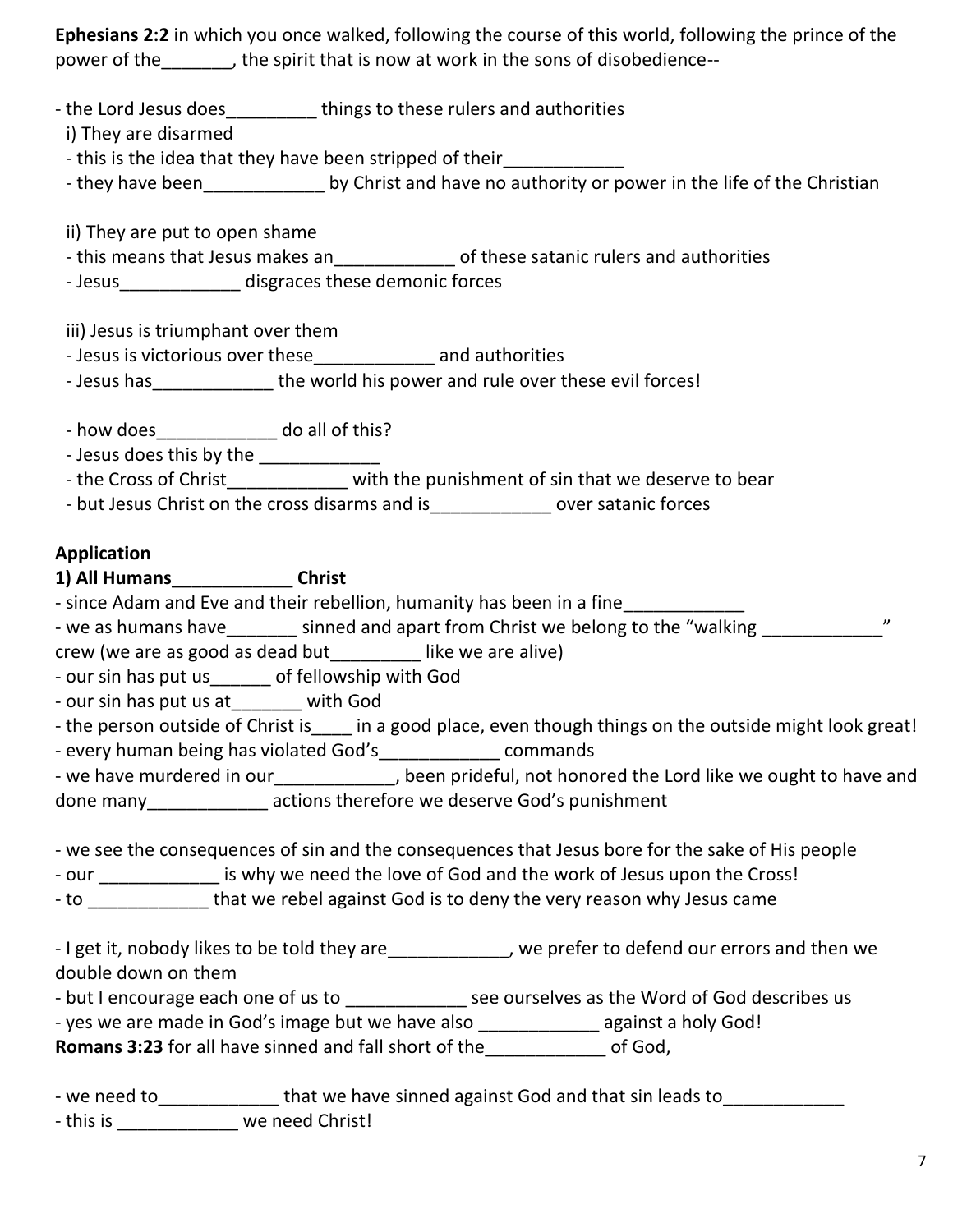**Ephesians 2:2** in which you once walked, following the course of this world, following the prince of the power of the_______, the spirit that is now at work in the sons of disobedience--

- the Lord Jesus does_________ things to these rulers and authorities
  - i) They are disarmed
  - this is the idea that they have been stripped of their____________
  - they have been____________ by Christ and have no authority or power in the life of the Christian

  - ii) They are put to open shame
  - this means that Jesus makes an____________ of these satanic rulers and authorities
  - Jesus____________ disgraces these demonic forces

  - iii) Jesus is triumphant over them
  - Jesus is victorious over these____________ and authorities
  - Jesus has____________ the world his power and rule over these evil forces!

  - how does____________ do all of this?
  - Jesus does this by the ____________
  - the Cross of Christ____________ with the punishment of sin that we deserve to bear
  - but Jesus Christ on the cross disarms and is____________ over satanic forces

**Application**

**1) All Humans____________ Christ**

- since Adam and Eve and their rebellion, humanity has been in a fine____________
- we as humans have_______ sinned and apart from Christ we belong to the "walking ____________" crew (we are as good as dead but_________ like we are alive)
- our sin has put us______ of fellowship with God
- our sin has put us at_______ with God
- the person outside of Christ is____ in a good place, even though things on the outside might look great!
- every human being has violated God's____________ commands
- we have murdered in our____________, been prideful, not honored the Lord like we ought to have and done many____________ actions therefore we deserve God's punishment

- we see the consequences of sin and the consequences that Jesus bore for the sake of His people
- our ____________ is why we need the love of God and the work of Jesus upon the Cross!
- to ____________ that we rebel against God is to deny the very reason why Jesus came

- I get it, nobody likes to be told they are____________, we prefer to defend our errors and then we double down on them
- but I encourage each one of us to ____________ see ourselves as the Word of God describes us
- yes we are made in God's image but we have also ____________ against a holy God!

**Romans 3:23** for all have sinned and fall short of the____________ of God,

- we need to____________ that we have sinned against God and that sin leads to____________
- this is ____________ we need Christ!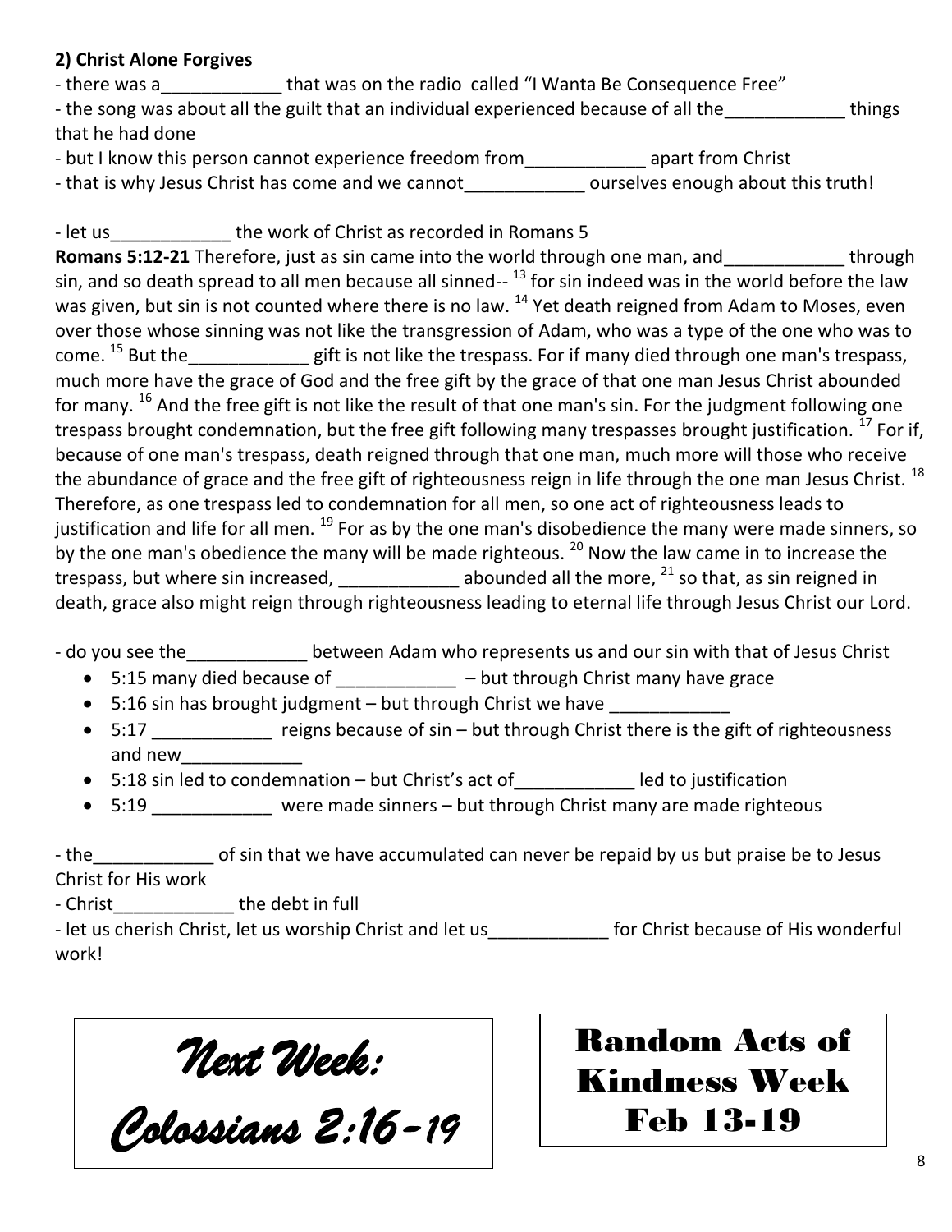**2) Christ Alone Forgives**

- there was a____________ that was on the radio called "I Wanta Be Consequence Free"
- the song was about all the guilt that an individual experienced because of all the____________ things that he had done
- but I know this person cannot experience freedom from____________ apart from Christ
- that is why Jesus Christ has come and we cannot____________ ourselves enough about this truth!

- let us____________ the work of Christ as recorded in Romans 5

**Romans 5:12-21** Therefore, just as sin came into the world through one man, and____________ through sin, and so death spread to all men because all sinned-- [13] for sin indeed was in the world before the law was given, but sin is not counted where there is no law. [14] Yet death reigned from Adam to Moses, even over those whose sinning was not like the transgression of Adam, who was a type of the one who was to come. [15] But the____________ gift is not like the trespass. For if many died through one man's trespass, much more have the grace of God and the free gift by the grace of that one man Jesus Christ abounded for many. [16] And the free gift is not like the result of that one man's sin. For the judgment following one trespass brought condemnation, but the free gift following many trespasses brought justification. [17] For if, because of one man's trespass, death reigned through that one man, much more will those who receive the abundance of grace and the free gift of righteousness reign in life through the one man Jesus Christ. [18] Therefore, as one trespass led to condemnation for all men, so one act of righteousness leads to justification and life for all men. [19] For as by the one man's disobedience the many were made sinners, so by the one man's obedience the many will be made righteous. [20] Now the law came in to increase the trespass, but where sin increased, ____________ abounded all the more, [21] so that, as sin reigned in death, grace also might reign through righteousness leading to eternal life through Jesus Christ our Lord.

- do you see the____________ between Adam who represents us and our sin with that of Jesus Christ
  - 5:15 many died because of ____________ – but through Christ many have grace
  - 5:16 sin has brought judgment – but through Christ we have ____________
  - 5:17 ____________ reigns because of sin – but through Christ there is the gift of righteousness and new____________
  - 5:18 sin led to condemnation – but Christ's act of____________ led to justification
  - 5:19 ____________ were made sinners – but through Christ many are made righteous

- the____________ of sin that we have accumulated can never be repaid by us but praise be to Jesus Christ for His work
- Christ____________ the debt in full
- let us cherish Christ, let us worship Christ and let us____________ for Christ because of His wonderful work!

*Next Week:*

*Colossians 2:16-19*

**Random Acts of Kindness Week**
**Feb 13-19**